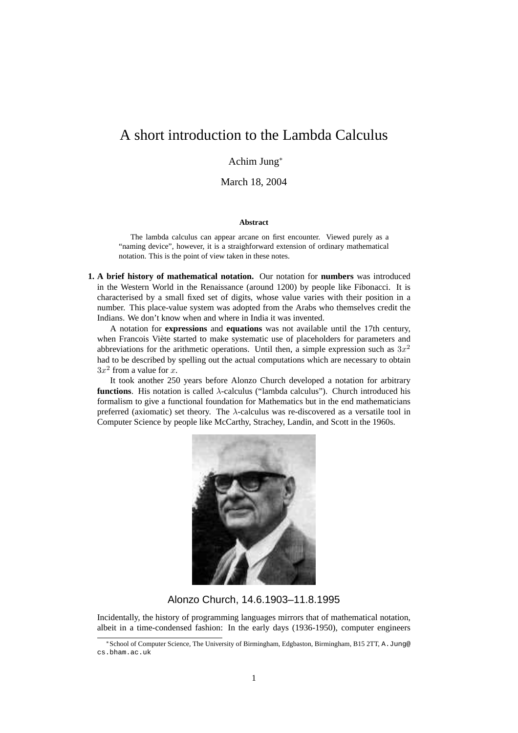# A short introduction to the Lambda Calculus

Achim Jung*

March 18, 2004

**Abstract**

The lambda calculus can appear arcane on first encounter. Viewed purely as a "naming device", however, it is a straighforward extension of ordinary mathematical notation. This is the point of view taken in these notes.

**1. A brief history of mathematical notation.** Our notation for **numbers** was introduced in the Western World in the Renaissance (around 1200) by people like Fibonacci. It is characterised by a small fixed set of digits, whose value varies with their position in a number. This place-value system was adopted from the Arabs who themselves credit the Indians. We don't know when and where in India it was invented.

A notation for **expressions** and **equations** was not available until the 17th century, when Francois Viète started to make systematic use of placeholders for parameters and abbreviations for the arithmetic operations. Until then, a simple expression such as $3x^2$ had to be described by spelling out the actual computations which are necessary to obtain $3x^2$ from a value for $x$.

It took another 250 years before Alonzo Church developed a notation for arbitrary **functions**. His notation is called $\lambda$-calculus ("lambda calculus"). Church introduced his formalism to give a functional foundation for Mathematics but in the end mathematicians preferred (axiomatic) set theory. The $\lambda$-calculus was re-discovered as a versatile tool in Computer Science by people like McCarthy, Strachey, Landin, and Scott in the 1960s.

Alonzo Church, 14.6.1903–11.8.1995

Incidentally, the history of programming languages mirrors that of mathematical notation, albeit in a time-condensed fashion: In the early days (1936-1950), computer engineers

*School of Computer Science, The University of Birmingham, Edgbaston, Birmingham, B15 2TT, A.Jung@cs.bham.ac.uk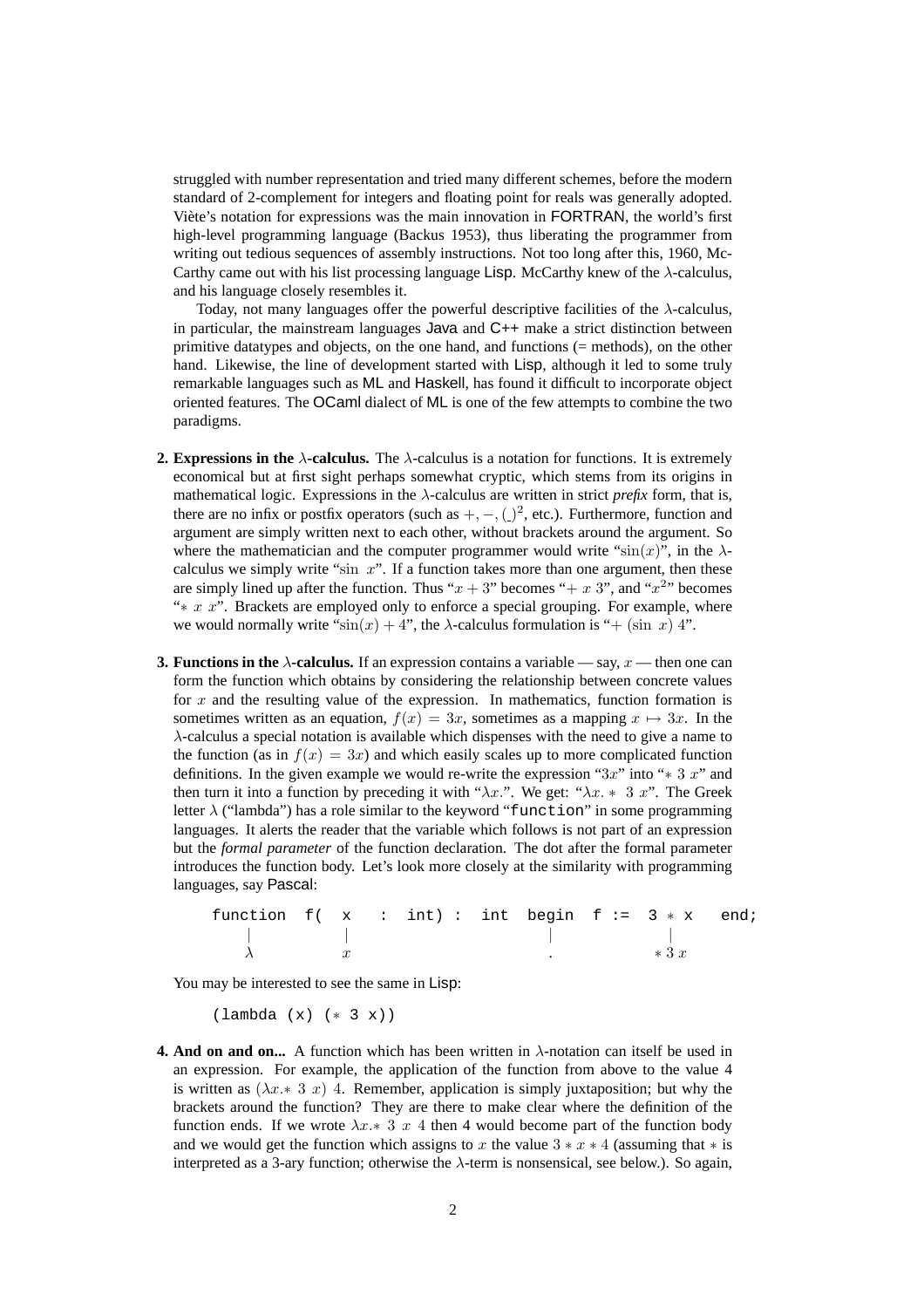struggled with number representation and tried many different schemes, before the modern standard of 2-complement for integers and floating point for reals was generally adopted. Viète's notation for expressions was the main innovation in FORTRAN, the world's first high-level programming language (Backus 1953), thus liberating the programmer from writing out tedious sequences of assembly instructions. Not too long after this, 1960, McCarthy came out with his list processing language Lisp. McCarthy knew of the $\lambda$-calculus, and his language closely resembles it.

Today, not many languages offer the powerful descriptive facilities of the $\lambda$-calculus, in particular, the mainstream languages Java and C++ make a strict distinction between primitive datatypes and objects, on the one hand, and functions (= methods), on the other hand. Likewise, the line of development started with Lisp, although it led to some truly remarkable languages such as ML and Haskell, has found it difficult to incorporate object oriented features. The OCaml dialect of ML is one of the few attempts to combine the two paradigms.

2. **Expressions in the $\lambda$-calculus.** The $\lambda$-calculus is a notation for functions. It is extremely economical but at first sight perhaps somewhat cryptic, which stems from its origins in mathematical logic. Expressions in the $\lambda$-calculus are written in strict *prefix* form, that is, there are no infix or postfix operators (such as $+, -, (\_)^2$, etc.). Furthermore, function and argument are simply written next to each other, without brackets around the argument. So where the mathematician and the computer programmer would write "$\sin(x)$", in the $\lambda$-calculus we simply write "$\sin\ x$". If a function takes more than one argument, then these are simply lined up after the function. Thus "$x + 3$" becomes "$+\ x\ 3$", and "$x^2$" becomes "$*\ x\ x$". Brackets are employed only to enforce a special grouping. For example, where we would normally write "$\sin(x) + 4$", the $\lambda$-calculus formulation is "$+\ (\sin\ x)\ 4$".

3. **Functions in the $\lambda$-calculus.** If an expression contains a variable — say, $x$ — then one can form the function which obtains by considering the relationship between concrete values for $x$ and the resulting value of the expression. In mathematics, function formation is sometimes written as an equation, $f(x) = 3x$, sometimes as a mapping $x \mapsto 3x$. In the $\lambda$-calculus a special notation is available which dispenses with the need to give a name to the function (as in $f(x) = 3x$) and which easily scales up to more complicated function definitions. In the given example we would re-write the expression "$3x$" into "$*\ 3\ x$" and then turn it into a function by preceding it with "$\lambda x.$". We get: "$\lambda x.*\ 3\ x$". The Greek letter $\lambda$ ("lambda") has a role similar to the keyword "`function`" in some programming languages. It alerts the reader that the variable which follows is not part of an expression but the *formal parameter* of the function declaration. The dot after the formal parameter introduces the function body. Let's look more closely at the similarity with programming languages, say Pascal:

```
function  f(  x   :  int) :  int  begin  f :=  3 * x   end;
   |          |                     |            |
   λ          x                     .           * 3 x
```

You may be interested to see the same in Lisp:

```
(lambda (x) (* 3 x))
```

4. **And on and on...** A function which has been written in $\lambda$-notation can itself be used in an expression. For example, the application of the function from above to the value 4 is written as $(\lambda x.*\ 3\ x)\ 4$. Remember, application is simply juxtaposition; but why the brackets around the function? They are there to make clear where the definition of the function ends. If we wrote $\lambda x.*\ 3\ x\ 4$ then 4 would become part of the function body and we would get the function which assigns to $x$ the value $3 * x * 4$ (assuming that $*$ is interpreted as a 3-ary function; otherwise the $\lambda$-term is nonsensical, see below.). So again,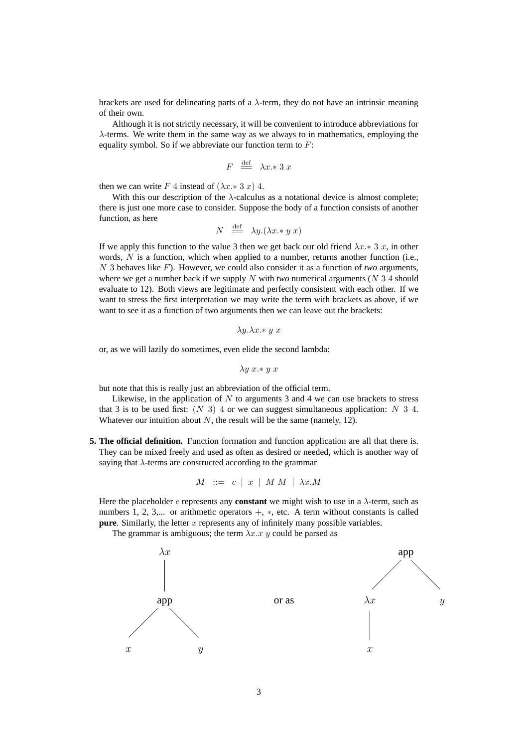brackets are used for delineating parts of a $\lambda$-term, they do not have an intrinsic meaning of their own.

Although it is not strictly necessary, it will be convenient to introduce abbreviations for $\lambda$-terms. We write them in the same way as we always to in mathematics, employing the equality symbol. So if we abbreviate our function term to $F$:

$$F \stackrel{\text{def}}{=} \lambda x. * \ 3 \ x$$

then we can write $F\ 4$ instead of $(\lambda x. * \ 3 \ x)\ 4$.

With this our description of the $\lambda$-calculus as a notational device is almost complete; there is just one more case to consider. Suppose the body of a function consists of another function, as here

$$N \stackrel{\text{def}}{=} \lambda y.(\lambda x. * \ y \ x)$$

If we apply this function to the value 3 then we get back our old friend $\lambda x. * \ 3 \ x$, in other words, $N$ is a function, which when applied to a number, returns another function (i.e., $N\ 3$ behaves like $F$). However, we could also consider it as a function of *two* arguments, where we get a number back if we supply $N$ with *two* numerical arguments ($N\ 3\ 4$ should evaluate to 12). Both views are legitimate and perfectly consistent with each other. If we want to stress the first interpretation we may write the term with brackets as above, if we want to see it as a function of two arguments then we can leave out the brackets:

$$\lambda y.\lambda x. * \ y \ x$$

or, as we will lazily do sometimes, even elide the second lambda:

$$\lambda y \ x. * \ y \ x$$

but note that this is really just an abbreviation of the official term.

Likewise, in the application of $N$ to arguments 3 and 4 we can use brackets to stress that 3 is to be used first: $(N\ 3)\ 4$ or we can suggest simultaneous application: $N\ 3\ 4$. Whatever our intuition about $N$, the result will be the same (namely, 12).

**5. The official definition.** Function formation and function application are all that there is. They can be mixed freely and used as often as desired or needed, which is another way of saying that $\lambda$-terms are constructed according to the grammar

$$M \ ::= \ c \ | \ x \ | \ M\ M \ | \ \lambda x.M$$

Here the placeholder $c$ represents any **constant** we might wish to use in a $\lambda$-term, such as numbers 1, 2, 3,... or arithmetic operators $+$, $*$, etc. A term without constants is called **pure**. Similarly, the letter $x$ represents any of infinitely many possible variables.

The grammar is ambiguous; the term $\lambda x.x\ y$ could be parsed as

```
  λx                          app
  |                          /   \
 app         or as         λx     y
 /  \                       |
x    y                      x
```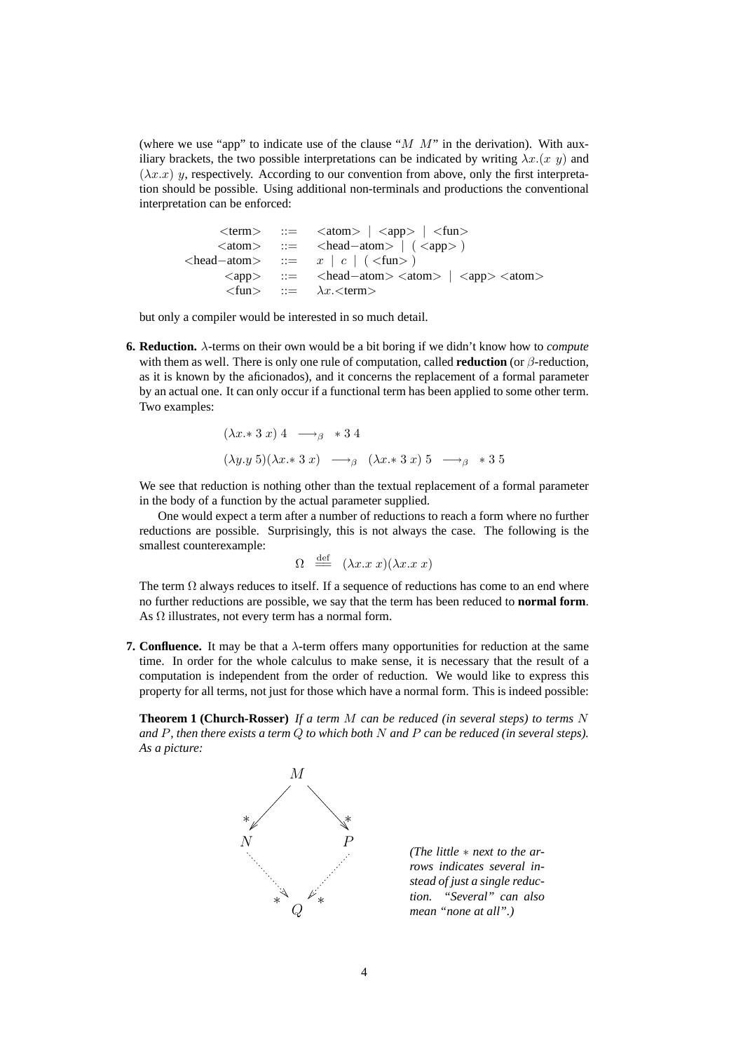(where we use "app" to indicate use of the clause "$M\ M$" in the derivation). With auxiliary brackets, the two possible interpretations can be indicated by writing $\lambda x.(x\ y)$ and $(\lambda x.x)\ y$, respectively. According to our convention from above, only the first interpretation should be possible. Using additional non-terminals and productions the conventional interpretation can be enforced:

$$
\begin{array}{rcl}
\langle\text{term}\rangle & ::= & \langle\text{atom}\rangle \mid \langle\text{app}\rangle \mid \langle\text{fun}\rangle \\
\langle\text{atom}\rangle & ::= & \langle\text{head}-\text{atom}\rangle \mid (\ \langle\text{app}\rangle\ ) \\
\langle\text{head}-\text{atom}\rangle & ::= & x \mid c \mid (\ \langle\text{fun}\rangle\ ) \\
\langle\text{app}\rangle & ::= & \langle\text{head}-\text{atom}\rangle\ \langle\text{atom}\rangle \mid \langle\text{app}\rangle\ \langle\text{atom}\rangle \\
\langle\text{fun}\rangle & ::= & \lambda x.\langle\text{term}\rangle
\end{array}
$$

but only a compiler would be interested in so much detail.

**6. Reduction.** $\lambda$-terms on their own would be a bit boring if we didn't know how to *compute* with them as well. There is only one rule of computation, called **reduction** (or $\beta$-reduction, as it is known by the aficionados), and it concerns the replacement of a formal parameter by an actual one. It can only occur if a functional term has been applied to some other term. Two examples:

$$(\lambda x.*\ 3\ x)\ 4 \ \longrightarrow_\beta\ *\ 3\ 4$$

$$(\lambda y.y\ 5)(\lambda x.*\ 3\ x) \ \longrightarrow_\beta\ (\lambda x.*\ 3\ x)\ 5 \ \longrightarrow_\beta\ *\ 3\ 5$$

We see that reduction is nothing other than the textual replacement of a formal parameter in the body of a function by the actual parameter supplied.

One would expect a term after a number of reductions to reach a form where no further reductions are possible. Surprisingly, this is not always the case. The following is the smallest counterexample:

$$\Omega \ \stackrel{\text{def}}{=\!=}\ (\lambda x.x\ x)(\lambda x.x\ x)$$

The term $\Omega$ always reduces to itself. If a sequence of reductions has come to an end where no further reductions are possible, we say that the term has been reduced to **normal form**. As $\Omega$ illustrates, not every term has a normal form.

**7. Confluence.** It may be that a $\lambda$-term offers many opportunities for reduction at the same time. In order for the whole calculus to make sense, it is necessary that the result of a computation is independent from the order of reduction. We would like to express this property for all terms, not just for those which have a normal form. This is indeed possible:

**Theorem 1 (Church-Rosser)** *If a term $M$ can be reduced (in several steps) to terms $N$ and $P$, then there exists a term $Q$ to which both $N$ and $P$ can be reduced (in several steps). As a picture:*

$$
\begin{array}{ccccc}
 & & M & & \\
 & \swarrow^{*} & & \searrow^{*} & \\
N & & & & P \\
 & \searrow^{*} & & \swarrow^{*} & \\
 & & Q & &
\end{array}
$$

*(The little $*$ next to the arrows indicates several instead of just a single reduction. "Several" can also mean "none at all".)*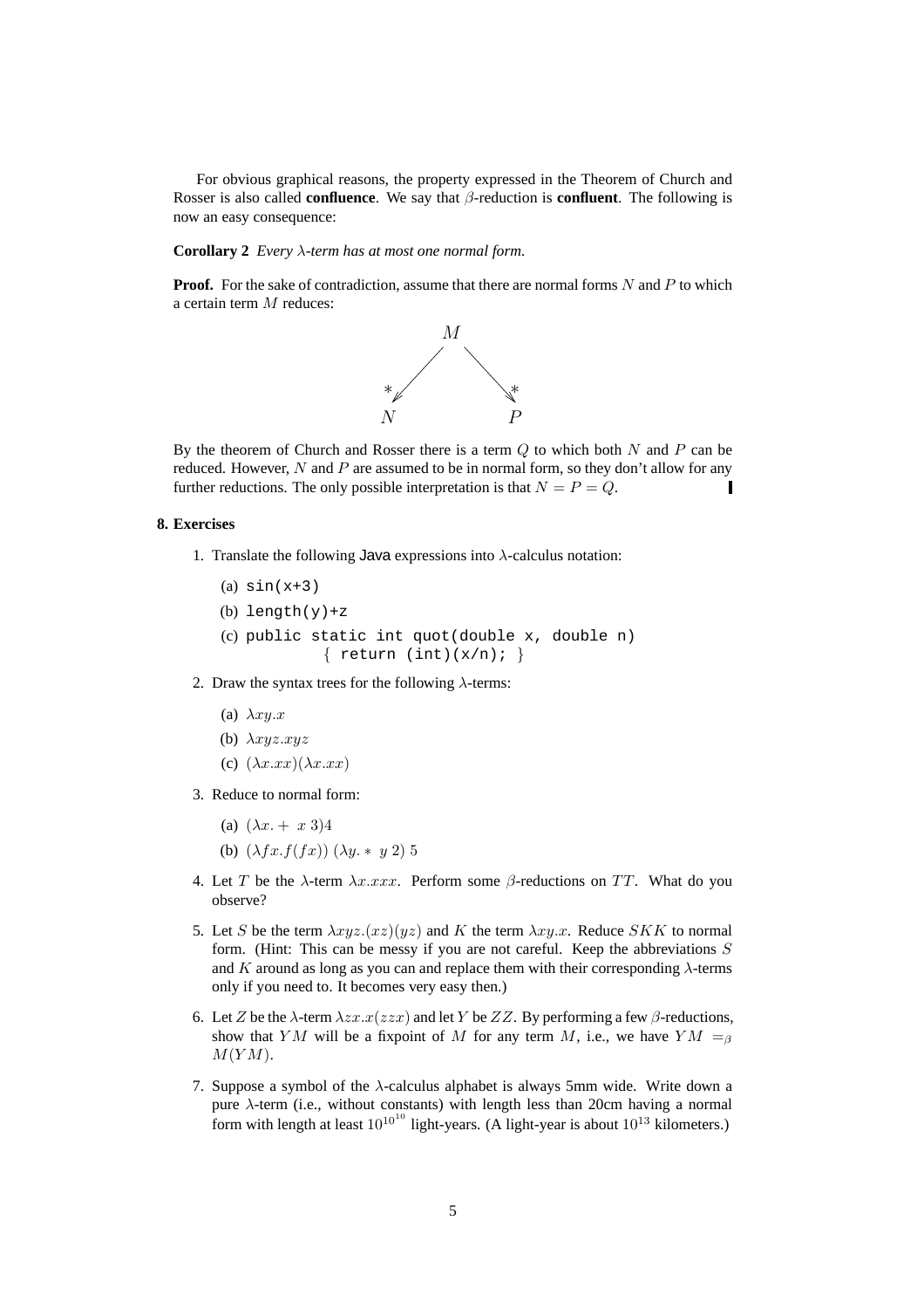For obvious graphical reasons, the property expressed in the Theorem of Church and Rosser is also called **confluence**. We say that $\beta$-reduction is **confluent**. The following is now an easy consequence:

**Corollary 2** *Every $\lambda$-term has at most one normal form.*

**Proof.** For the sake of contradiction, assume that there are normal forms $N$ and $P$ to which a certain term $M$ reduces:

$$
\begin{array}{ccc}
 & M & \\
{}^{*}\swarrow & & \searrow^{*} \\
N & & P
\end{array}
$$

By the theorem of Church and Rosser there is a term $Q$ to which both $N$ and $P$ can be reduced. However, $N$ and $P$ are assumed to be in normal form, so they don't allow for any further reductions. The only possible interpretation is that $N = P = Q$. ∎

## 8. Exercises

1. Translate the following Java expressions into $\lambda$-calculus notation:
   (a) `sin(x+3)`
   (b) `length(y)+z`
   (c) 
   ```
   public static int quot(double x, double n)
             { return (int)(x/n); }
   ```
2. Draw the syntax trees for the following $\lambda$-terms:
   (a) $\lambda xy.x$
   (b) $\lambda xyz.xyz$
   (c) $(\lambda x.xx)(\lambda x.xx)$
3. Reduce to normal form:
   (a) $(\lambda x. + \ x \ 3)4$
   (b) $(\lambda fx.f(fx)) \ (\lambda y. * \ y \ 2) \ 5$
4. Let $T$ be the $\lambda$-term $\lambda x.xxx$. Perform some $\beta$-reductions on $TT$. What do you observe?
5. Let $S$ be the term $\lambda xyz.(xz)(yz)$ and $K$ the term $\lambda xy.x$. Reduce $SKK$ to normal form. (Hint: This can be messy if you are not careful. Keep the abbreviations $S$ and $K$ around as long as you can and replace them with their corresponding $\lambda$-terms only if you need to. It becomes very easy then.)
6. Let $Z$ be the $\lambda$-term $\lambda zx.x(zzx)$ and let $Y$ be $ZZ$. By performing a few $\beta$-reductions, show that $YM$ will be a fixpoint of $M$ for any term $M$, i.e., we have $YM =_\beta M(YM)$.
7. Suppose a symbol of the $\lambda$-calculus alphabet is always 5mm wide. Write down a pure $\lambda$-term (i.e., without constants) with length less than 20cm having a normal form with length at least $10^{10^{10}}$ light-years. (A light-year is about $10^{13}$ kilometers.)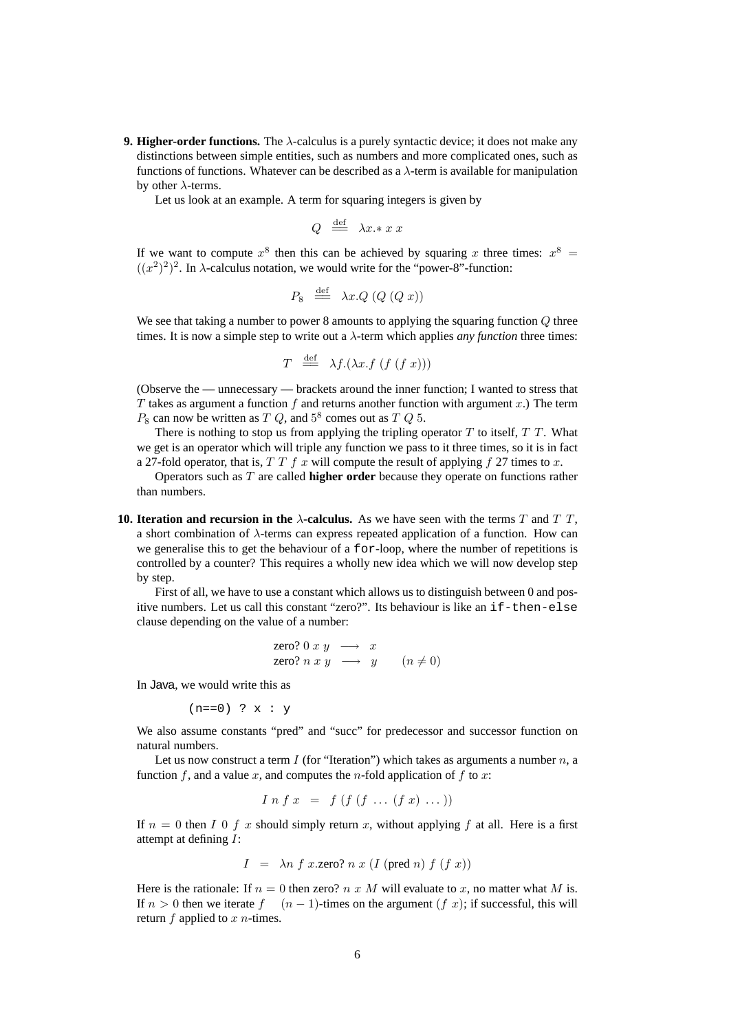**9. Higher-order functions.** The $\lambda$-calculus is a purely syntactic device; it does not make any distinctions between simple entities, such as numbers and more complicated ones, such as functions of functions. Whatever can be described as a $\lambda$-term is available for manipulation by other $\lambda$-terms.

Let us look at an example. A term for squaring integers is given by

$$Q \stackrel{\text{def}}{=} \lambda x.* \; x \; x$$

If we want to compute $x^8$ then this can be achieved by squaring $x$ three times: $x^8 = ((x^2)^2)^2$. In $\lambda$-calculus notation, we would write for the "power-8"-function:

$$P_8 \stackrel{\text{def}}{=} \lambda x.Q \; (Q \; (Q \; x))$$

We see that taking a number to power 8 amounts to applying the squaring function $Q$ three times. It is now a simple step to write out a $\lambda$-term which applies *any function* three times:

$$T \stackrel{\text{def}}{=} \lambda f.(\lambda x.f \; (f \; (f \; x)))$$

(Observe the — unnecessary — brackets around the inner function; I wanted to stress that $T$ takes as argument a function $f$ and returns another function with argument $x$.) The term $P_8$ can now be written as $T \; Q$, and $5^8$ comes out as $T \; Q \; 5$.

There is nothing to stop us from applying the tripling operator $T$ to itself, $T \; T$. What we get is an operator which will triple any function we pass to it three times, so it is in fact a 27-fold operator, that is, $T \; T \; f \; x$ will compute the result of applying $f$ 27 times to $x$.

Operators such as $T$ are called **higher order** because they operate on functions rather than numbers.

**10. Iteration and recursion in the $\lambda$-calculus.** As we have seen with the terms $T$ and $T \; T$, a short combination of $\lambda$-terms can express repeated application of a function. How can we generalise this to get the behaviour of a `for`-loop, where the number of repetitions is controlled by a counter? This requires a wholly new idea which we will now develop step by step.

First of all, we have to use a constant which allows us to distinguish between 0 and positive numbers. Let us call this constant "zero?". Its behaviour is like an `if-then-else` clause depending on the value of a number:

$$\begin{array}{lll} \text{zero? } 0 \; x \; y & \longrightarrow & x \\ \text{zero? } n \; x \; y & \longrightarrow & y \qquad (n \neq 0) \end{array}$$

In Java, we would write this as

```
(n==0) ? x : y
```

We also assume constants "pred" and "succ" for predecessor and successor function on natural numbers.

Let us now construct a term $I$ (for "Iteration") which takes as arguments a number $n$, a function $f$, and a value $x$, and computes the $n$-fold application of $f$ to $x$:

$$I \; n \; f \; x \;\; = \;\; f \; (f \; (f \; \ldots \; (f \; x) \; \ldots))$$

If $n = 0$ then $I \; 0 \; f \; x$ should simply return $x$, without applying $f$ at all. Here is a first attempt at defining $I$:

$$I \;\; = \;\; \lambda n \; f \; x.\text{zero? } n \; x \; (I \; (\text{pred } n) \; f \; (f \; x))$$

Here is the rationale: If $n = 0$ then zero? $n \; x \; M$ will evaluate to $x$, no matter what $M$ is. If $n > 0$ then we iterate $f \quad (n-1)$-times on the argument $(f \; x)$; if successful, this will return $f$ applied to $x$ $n$-times.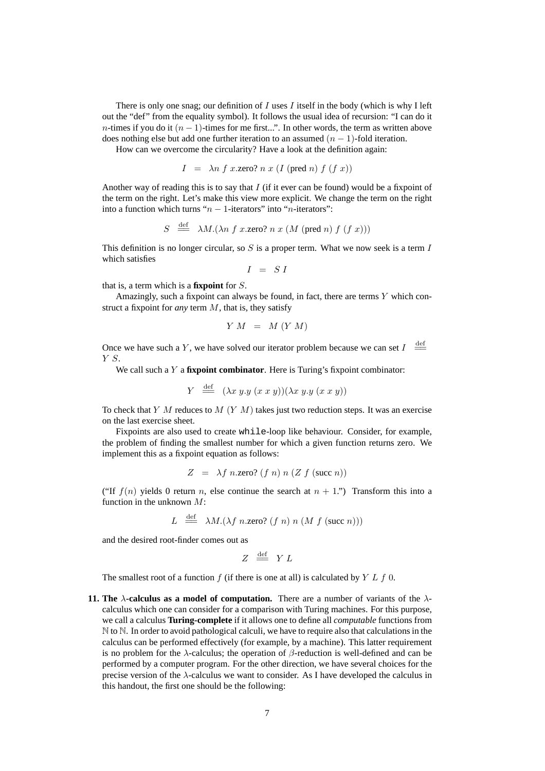There is only one snag; our definition of $I$ uses $I$ itself in the body (which is why I left out the "def" from the equality symbol). It follows the usual idea of recursion: "I can do it $n$-times if you do it $(n-1)$-times for me first...". In other words, the term as written above does nothing else but add one further iteration to an assumed $(n-1)$-fold iteration.

How can we overcome the circularity? Have a look at the definition again:

$$I \;=\; \lambda n\; f\; x.\text{zero? } n\; x\; (I\; (\text{pred } n)\; f\; (f\; x))$$

Another way of reading this is to say that $I$ (if it ever can be found) would be a fixpoint of the term on the right. Let's make this view more explicit. We change the term on the right into a function which turns "$n-1$-iterators" into "$n$-iterators":

$$S \;\stackrel{\text{def}}{=\!=}\; \lambda M.(\lambda n\; f\; x.\text{zero? } n\; x\; (M\; (\text{pred } n)\; f\; (f\; x)))$$

This definition is no longer circular, so $S$ is a proper term. What we now seek is a term $I$ which satisfies

$$I \;=\; S\; I$$

that is, a term which is a **fixpoint** for $S$.

Amazingly, such a fixpoint can always be found, in fact, there are terms $Y$ which construct a fixpoint for *any* term $M$, that is, they satisfy

$$Y\; M \;=\; M\; (Y\; M)$$

Once we have such a $Y$, we have solved our iterator problem because we can set $I \stackrel{\text{def}}{=\!=} Y\; S$.

We call such a $Y$ a **fixpoint combinator**. Here is Turing's fixpoint combinator:

$$Y \;\stackrel{\text{def}}{=\!=}\; (\lambda x\; y.y\; (x\; x\; y))(\lambda x\; y.y\; (x\; x\; y))$$

To check that $Y\; M$ reduces to $M\; (Y\; M)$ takes just two reduction steps. It was an exercise on the last exercise sheet.

Fixpoints are also used to create `while`-loop like behaviour. Consider, for example, the problem of finding the smallest number for which a given function returns zero. We implement this as a fixpoint equation as follows:

$$Z \;=\; \lambda f\; n.\text{zero? } (f\; n)\; n\; (Z\; f\; (\text{succ } n))$$

("If $f(n)$ yields 0 return $n$, else continue the search at $n+1$.") Transform this into a function in the unknown $M$:

$$L \;\stackrel{\text{def}}{=\!=}\; \lambda M.(\lambda f\; n.\text{zero? } (f\; n)\; n\; (M\; f\; (\text{succ } n)))$$

and the desired root-finder comes out as

$$Z \;\stackrel{\text{def}}{=\!=}\; Y\; L$$

The smallest root of a function $f$ (if there is one at all) is calculated by $Y\; L\; f\; 0$.

**11. The $\lambda$-calculus as a model of computation.** There are a number of variants of the $\lambda$-calculus which one can consider for a comparison with Turing machines. For this purpose, we call a calculus **Turing-complete** if it allows one to define all *computable* functions from $\mathbb{N}$ to $\mathbb{N}$. In order to avoid pathological calculi, we have to require also that calculations in the calculus can be performed effectively (for example, by a machine). This latter requirement is no problem for the $\lambda$-calculus; the operation of $\beta$-reduction is well-defined and can be performed by a computer program. For the other direction, we have several choices for the precise version of the $\lambda$-calculus we want to consider. As I have developed the calculus in this handout, the first one should be the following: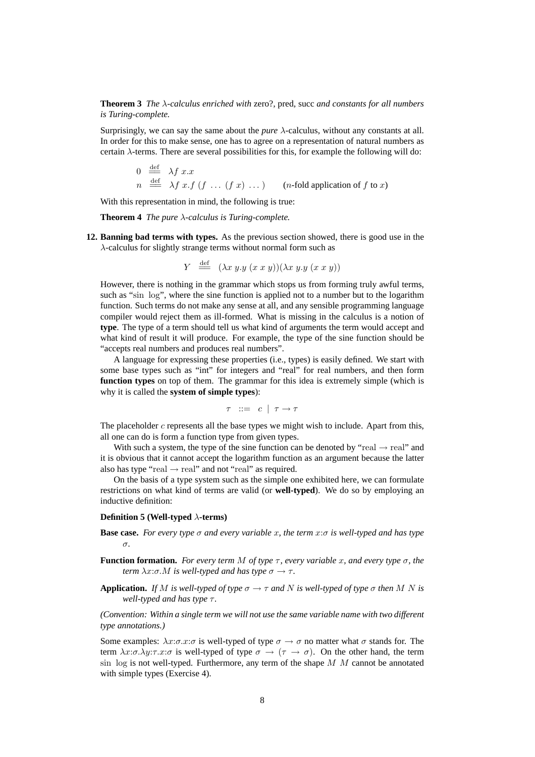**Theorem 3** *The λ-calculus enriched with* zero?, pred, succ *and constants for all numbers is Turing-complete.*

Surprisingly, we can say the same about the *pure* λ-calculus, without any constants at all. In order for this to make sense, one has to agree on a representation of natural numbers as certain λ-terms. There are several possibilities for this, for example the following will do:

$$
\begin{aligned}
0 &\stackrel{\text{def}}{=} \lambda f\ x.x \\
n &\stackrel{\text{def}}{=} \lambda f\ x.f\ (f\ \ldots\ (f\ x)\ \ldots) \qquad (n\text{-fold application of } f \text{ to } x)
\end{aligned}
$$

With this representation in mind, the following is true:

**Theorem 4** *The pure λ-calculus is Turing-complete.*

**12. Banning bad terms with types.** As the previous section showed, there is good use in the λ-calculus for slightly strange terms without normal form such as

$$Y \stackrel{\text{def}}{=} (\lambda x\ y.y\ (x\ x\ y))(\lambda x\ y.y\ (x\ x\ y))$$

However, there is nothing in the grammar which stops us from forming truly awful terms, such as "$\sin\ \log$", where the sine function is applied not to a number but to the logarithm function. Such terms do not make any sense at all, and any sensible programming language compiler would reject them as ill-formed. What is missing in the calculus is a notion of **type**. The type of a term should tell us what kind of arguments the term would accept and what kind of result it will produce. For example, the type of the sine function should be "accepts real numbers and produces real numbers".

A language for expressing these properties (i.e., types) is easily defined. We start with some base types such as "int" for integers and "real" for real numbers, and then form **function types** on top of them. The grammar for this idea is extremely simple (which is why it is called the **system of simple types**):

$$\tau \ ::= \ c \mid \tau \to \tau$$

The placeholder $c$ represents all the base types we might wish to include. Apart from this, all one can do is form a function type from given types.

With such a system, the type of the sine function can be denoted by "$\text{real} \to \text{real}$" and it is obvious that it cannot accept the logarithm function as an argument because the latter also has type "$\text{real} \to \text{real}$" and not "$\text{real}$" as required.

On the basis of a type system such as the simple one exhibited here, we can formulate restrictions on what kind of terms are valid (or **well-typed**). We do so by employing an inductive definition:

**Definition 5 (Well-typed λ-terms)**

**Base case.** *For every type $\sigma$ and every variable $x$, the term $x{:}\sigma$ is well-typed and has type $\sigma$.*

**Function formation.** *For every term $M$ of type $\tau$, every variable $x$, and every type $\sigma$, the term $\lambda x{:}\sigma.M$ is well-typed and has type $\sigma \to \tau$.*

**Application.** *If $M$ is well-typed of type $\sigma \to \tau$ and $N$ is well-typed of type $\sigma$ then $M\ N$ is well-typed and has type $\tau$.*

*(Convention: Within a single term we will not use the same variable name with two different type annotations.)*

Some examples: $\lambda x{:}\sigma.x{:}\sigma$ is well-typed of type $\sigma \to \sigma$ no matter what $\sigma$ stands for. The term $\lambda x{:}\sigma.\lambda y{:}\tau.x{:}\sigma$ is well-typed of type $\sigma \to (\tau \to \sigma)$. On the other hand, the term $\sin\ \log$ is not well-typed. Furthermore, any term of the shape $M\ M$ cannot be annotated with simple types (Exercise 4).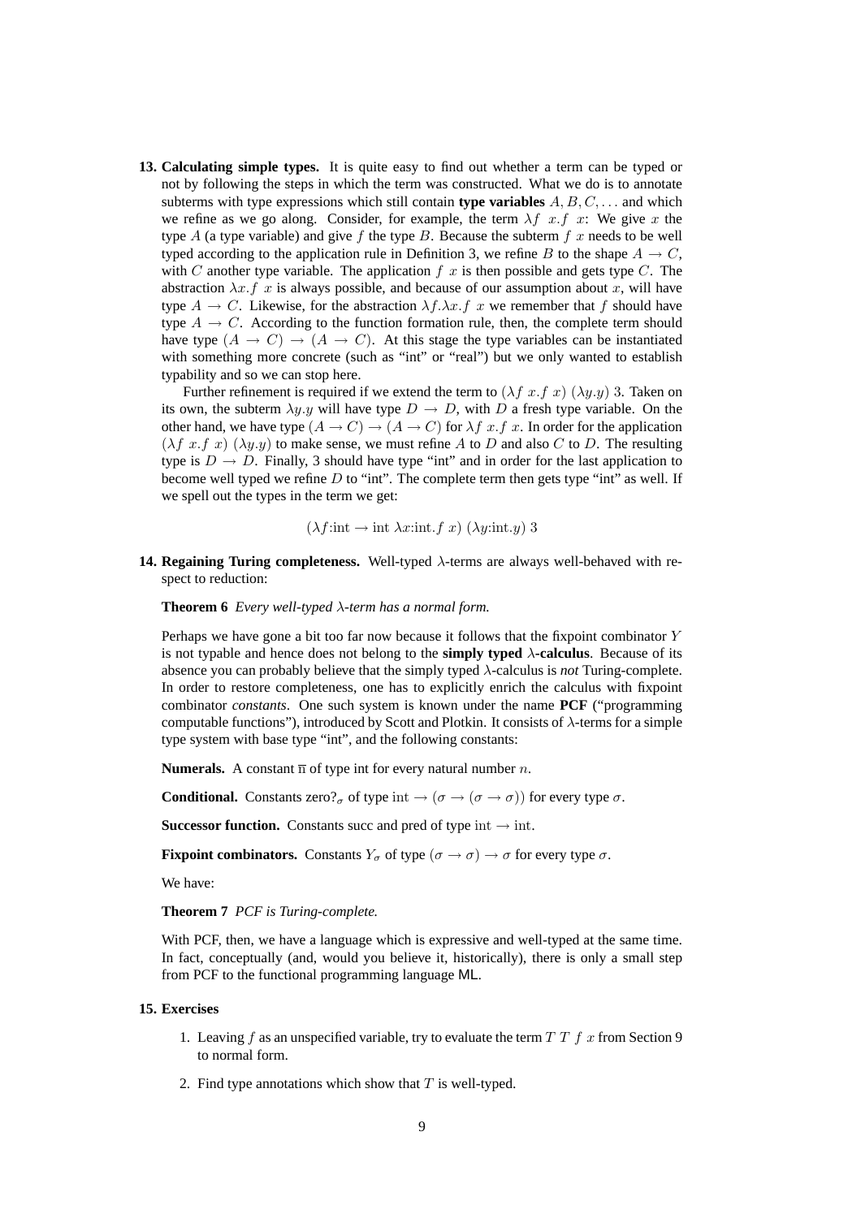**13. Calculating simple types.** It is quite easy to find out whether a term can be typed or not by following the steps in which the term was constructed. What we do is to annotate subterms with type expressions which still contain **type variables** $A, B, C, \ldots$ and which we refine as we go along. Consider, for example, the term $\lambda f\ x.f\ x$: We give $x$ the type $A$ (a type variable) and give $f$ the type $B$. Because the subterm $f\ x$ needs to be well typed according to the application rule in Definition 3, we refine $B$ to the shape $A \to C$, with $C$ another type variable. The application $f\ x$ is then possible and gets type $C$. The abstraction $\lambda x.f\ x$ is always possible, and because of our assumption about $x$, will have type $A \to C$. Likewise, for the abstraction $\lambda f.\lambda x.f\ x$ we remember that $f$ should have type $A \to C$. According to the function formation rule, then, the complete term should have type $(A \to C) \to (A \to C)$. At this stage the type variables can be instantiated with something more concrete (such as "int" or "real") but we only wanted to establish typability and so we can stop here.

Further refinement is required if we extend the term to $(\lambda f\ x.f\ x)\ (\lambda y.y)\ 3$. Taken on its own, the subterm $\lambda y.y$ will have type $D \to D$, with $D$ a fresh type variable. On the other hand, we have type $(A \to C) \to (A \to C)$ for $\lambda f\ x.f\ x$. In order for the application $(\lambda f\ x.f\ x)\ (\lambda y.y)$ to make sense, we must refine $A$ to $D$ and also $C$ to $D$. The resulting type is $D \to D$. Finally, 3 should have type "int" and in order for the last application to become well typed we refine $D$ to "int". The complete term then gets type "int" as well. If we spell out the types in the term we get:

$$(\lambda f{:}\mathrm{int} \to \mathrm{int}\ \lambda x{:}\mathrm{int}.f\ x)\ (\lambda y{:}\mathrm{int}.y)\ 3$$

**14. Regaining Turing completeness.** Well-typed $\lambda$-terms are always well-behaved with respect to reduction:

**Theorem 6** *Every well-typed $\lambda$-term has a normal form.*

Perhaps we have gone a bit too far now because it follows that the fixpoint combinator $Y$ is not typable and hence does not belong to the **simply typed $\lambda$-calculus**. Because of its absence you can probably believe that the simply typed $\lambda$-calculus is *not* Turing-complete. In order to restore completeness, one has to explicitly enrich the calculus with fixpoint combinator *constants*. One such system is known under the name **PCF** ("programming computable functions"), introduced by Scott and Plotkin. It consists of $\lambda$-terms for a simple type system with base type "int", and the following constants:

**Numerals.** A constant $\overline{n}$ of type int for every natural number $n$.

**Conditional.** Constants $\mathrm{zero?}_\sigma$ of type $\mathrm{int} \to (\sigma \to (\sigma \to \sigma))$ for every type $\sigma$.

**Successor function.** Constants succ and pred of type $\mathrm{int} \to \mathrm{int}$.

**Fixpoint combinators.** Constants $Y_\sigma$ of type $(\sigma \to \sigma) \to \sigma$ for every type $\sigma$.

We have:

**Theorem 7** *PCF is Turing-complete.*

With PCF, then, we have a language which is expressive and well-typed at the same time. In fact, conceptually (and, would you believe it, historically), there is only a small step from PCF to the functional programming language ML.

**15. Exercises**

1. Leaving $f$ as an unspecified variable, try to evaluate the term $T\ T\ f\ x$ from Section 9 to normal form.
2. Find type annotations which show that $T$ is well-typed.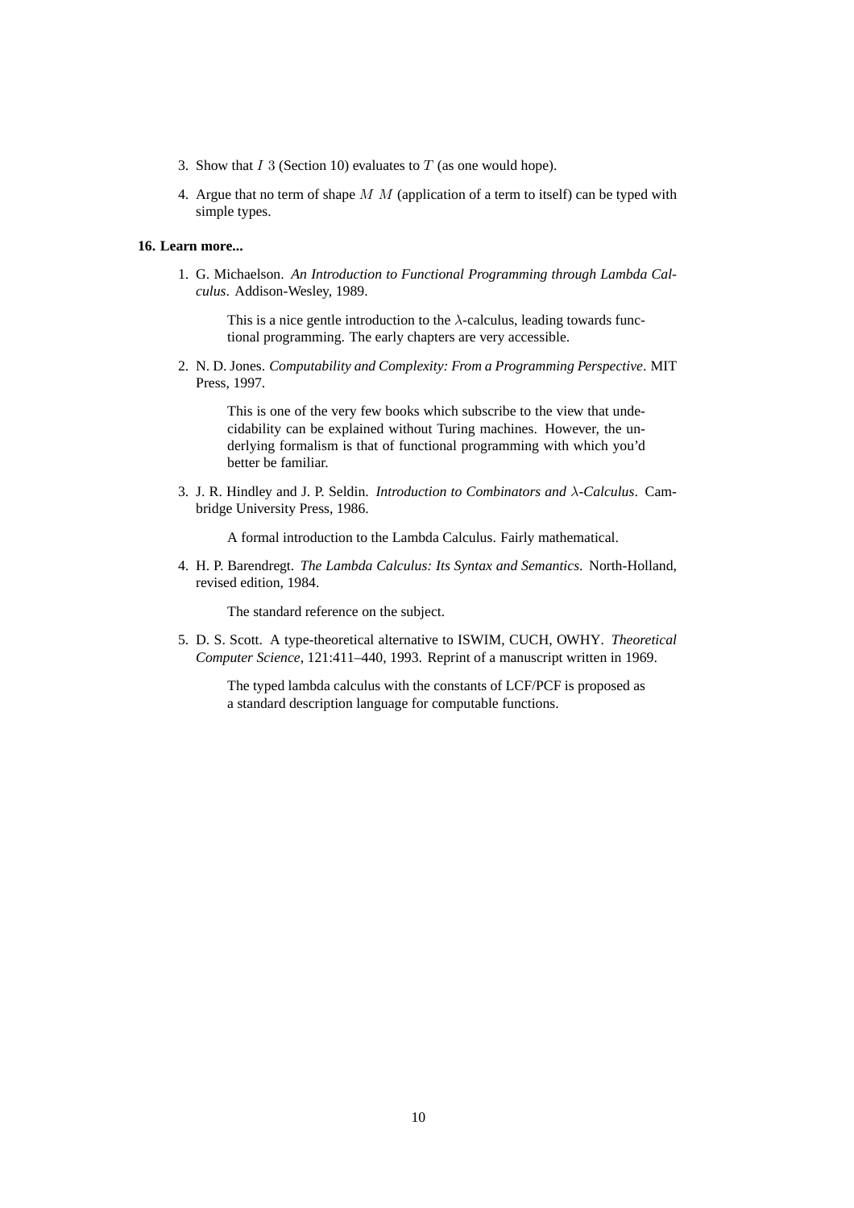3. Show that $I\ 3$ (Section 10) evaluates to $T$ (as one would hope).
4. Argue that no term of shape $M\ M$ (application of a term to itself) can be typed with simple types.

### 16. Learn more...

1. G. Michaelson. *An Introduction to Functional Programming through Lambda Calculus*. Addison-Wesley, 1989.

   This is a nice gentle introduction to the $\lambda$-calculus, leading towards functional programming. The early chapters are very accessible.

2. N. D. Jones. *Computability and Complexity: From a Programming Perspective*. MIT Press, 1997.

   This is one of the very few books which subscribe to the view that undecidability can be explained without Turing machines. However, the underlying formalism is that of functional programming with which you'd better be familiar.

3. J. R. Hindley and J. P. Seldin. *Introduction to Combinators and $\lambda$-Calculus*. Cambridge University Press, 1986.

   A formal introduction to the Lambda Calculus. Fairly mathematical.

4. H. P. Barendregt. *The Lambda Calculus: Its Syntax and Semantics*. North-Holland, revised edition, 1984.

   The standard reference on the subject.

5. D. S. Scott. A type-theoretical alternative to ISWIM, CUCH, OWHY. *Theoretical Computer Science*, 121:411–440, 1993. Reprint of a manuscript written in 1969.

   The typed lambda calculus with the constants of LCF/PCF is proposed as a standard description language for computable functions.